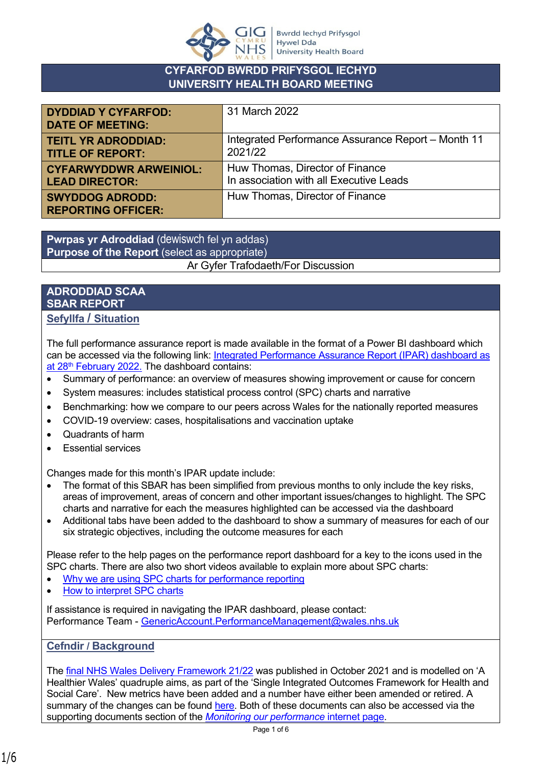Bwrdd Iechyd Prifysgol Hywel Dda University Health Board

# CYFARFOD BWRDD PRIFYSGOL IECHYD
# UNIVERSITY HEALTH BOARD MEETING

| | |
|---|---|
| **DYDDIAD Y CYFARFOD: DATE OF MEETING:** | 31 March 2022 |
| **TEITL YR ADRODDIAD: TITLE OF REPORT:** | Integrated Performance Assurance Report – Month 11 2021/22 |
| **CYFARWYDDWR ARWEINIOL: LEAD DIRECTOR:** | Huw Thomas, Director of Finance<br>In association with all Executive Leads |
| **SWYDDOG ADRODD: REPORTING OFFICER:** | Huw Thomas, Director of Finance |

**Pwrpas yr Adroddiad** (dewiswch fel yn addas)
**Purpose of the Report** (select as appropriate)

Ar Gyfer Trafodaeth/For Discussion

## ADRODDIAD SCAA
## SBAR REPORT

### Sefyllfa / Situation

The full performance assurance report is made available in the format of a Power BI dashboard which can be accessed via the following link: Integrated Performance Assurance Report (IPAR) dashboard as at 28th February 2022. The dashboard contains:

- Summary of performance: an overview of measures showing improvement or cause for concern
- System measures: includes statistical process control (SPC) charts and narrative
- Benchmarking: how we compare to our peers across Wales for the nationally reported measures
- COVID-19 overview: cases, hospitalisations and vaccination uptake
- Quadrants of harm
- Essential services

Changes made for this month's IPAR update include:

- The format of this SBAR has been simplified from previous months to only include the key risks, areas of improvement, areas of concern and other important issues/changes to highlight. The SPC charts and narrative for each the measures highlighted can be accessed via the dashboard
- Additional tabs have been added to the dashboard to show a summary of measures for each of our six strategic objectives, including the outcome measures for each

Please refer to the help pages on the performance report dashboard for a key to the icons used in the SPC charts. There are also two short videos available to explain more about SPC charts:

- Why we are using SPC charts for performance reporting
- How to interpret SPC charts

If assistance is required in navigating the IPAR dashboard, please contact:
Performance Team - GenericAccount.PerformanceManagement@wales.nhs.uk

### Cefndir / Background

The final NHS Wales Delivery Framework 21/22 was published in October 2021 and is modelled on 'A Healthier Wales' quadruple aims, as part of the 'Single Integrated Outcomes Framework for Health and Social Care'. New metrics have been added and a number have either been amended or retired. A summary of the changes can be found here. Both of these documents can also be accessed via the supporting documents section of the *Monitoring our performance* internet page.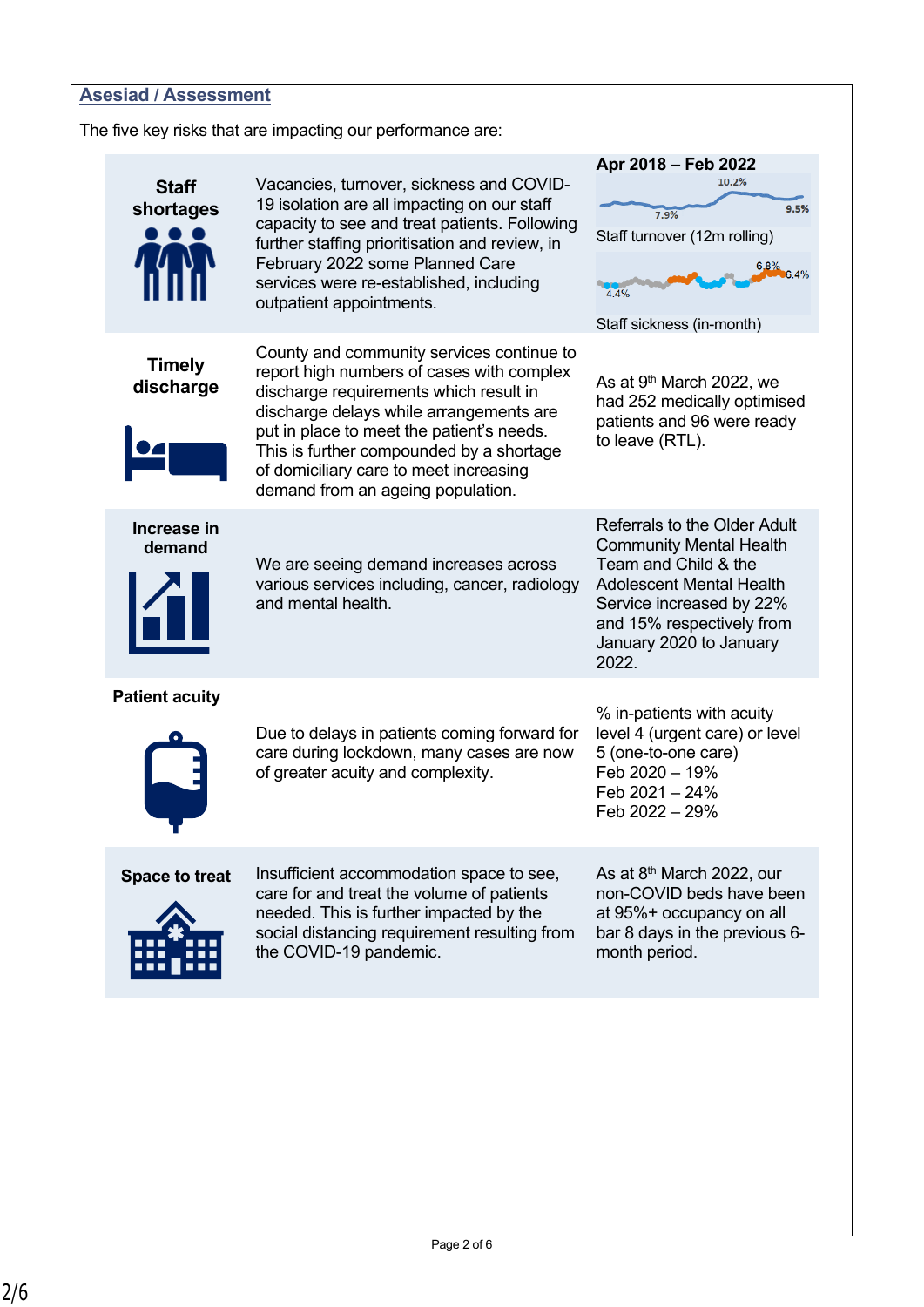## Asesiad / Assessment

The five key risks that are impacting our performance are:

| Risk | Description | Data |
|---|---|---|
| **Staff shortages** | Vacancies, turnover, sickness and COVID-19 isolation are all impacting on our staff capacity to see and treat patients. Following further staffing prioritisation and review, in February 2022 some Planned Care services were re-established, including outpatient appointments. | **Apr 2018 – Feb 2022**<br>10.2% / 7.9% / 9.5%<br>Staff turnover (12m rolling)<br>6.8% / 4.4% / 6.4%<br>Staff sickness (in-month) |
| **Timely discharge** | County and community services continue to report high numbers of cases with complex discharge requirements which result in discharge delays while arrangements are put in place to meet the patient's needs. This is further compounded by a shortage of domiciliary care to meet increasing demand from an ageing population. | As at 9th March 2022, we had 252 medically optimised patients and 96 were ready to leave (RTL). |
| **Increase in demand** | We are seeing demand increases across various services including, cancer, radiology and mental health. | Referrals to the Older Adult Community Mental Health Team and Child & the Adolescent Mental Health Service increased by 22% and 15% respectively from January 2020 to January 2022. |
| **Patient acuity** | Due to delays in patients coming forward for care during lockdown, many cases are now of greater acuity and complexity. | % in-patients with acuity level 4 (urgent care) or level 5 (one-to-one care)<br>Feb 2020 – 19%<br>Feb 2021 – 24%<br>Feb 2022 – 29% |
| **Space to treat** | Insufficient accommodation space to see, care for and treat the volume of patients needed. This is further impacted by the social distancing requirement resulting from the COVID-19 pandemic. | As at 8th March 2022, our non-COVID beds have been at 95%+ occupancy on all bar 8 days in the previous 6-month period. |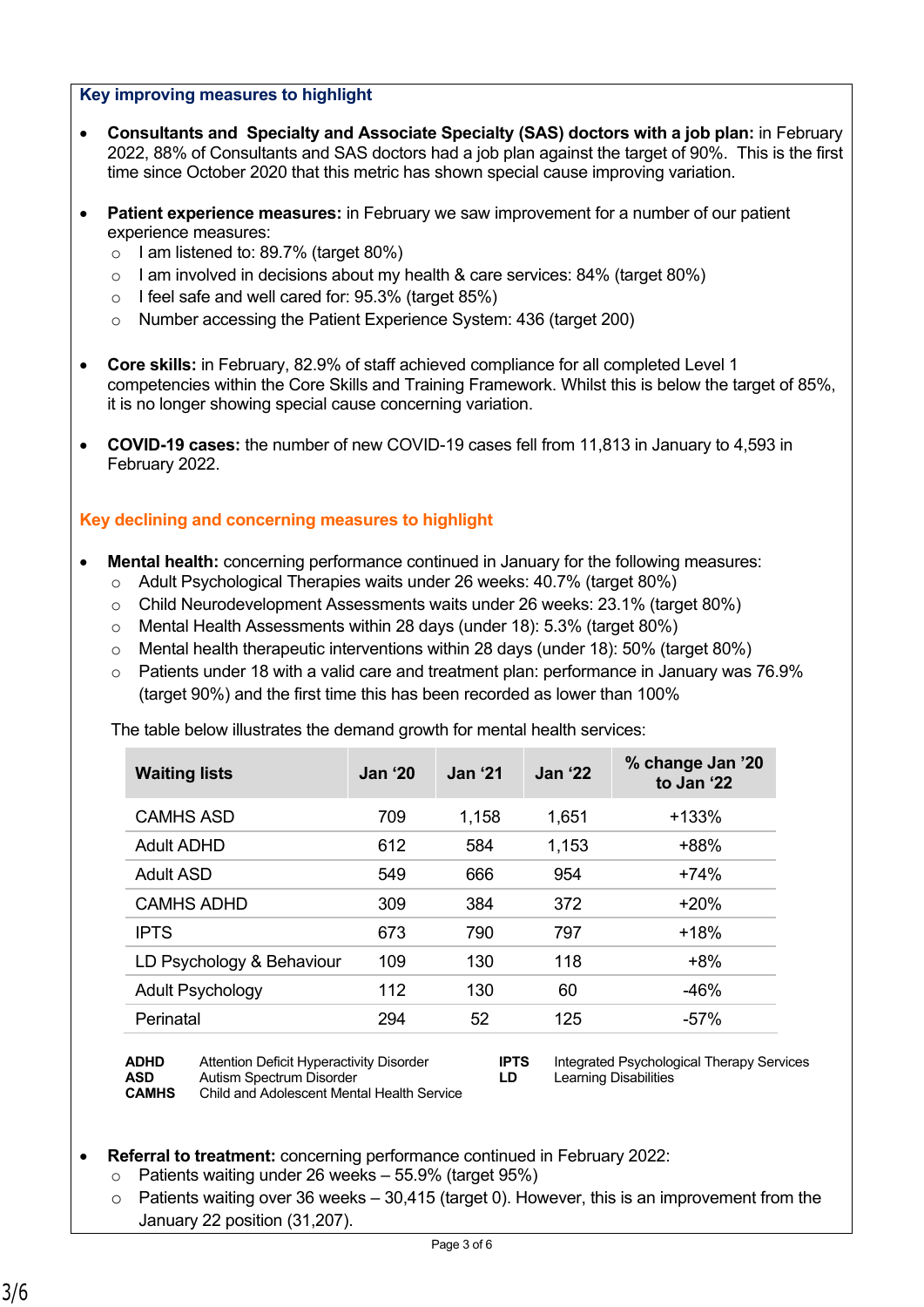### Key improving measures to highlight

- **Consultants and Specialty and Associate Specialty (SAS) doctors with a job plan:** in February 2022, 88% of Consultants and SAS doctors had a job plan against the target of 90%. This is the first time since October 2020 that this metric has shown special cause improving variation.

- **Patient experience measures:** in February we saw improvement for a number of our patient experience measures:
  - I am listened to: 89.7% (target 80%)
  - I am involved in decisions about my health & care services: 84% (target 80%)
  - I feel safe and well cared for: 95.3% (target 85%)
  - Number accessing the Patient Experience System: 436 (target 200)

- **Core skills:** in February, 82.9% of staff achieved compliance for all completed Level 1 competencies within the Core Skills and Training Framework. Whilst this is below the target of 85%, it is no longer showing special cause concerning variation.

- **COVID-19 cases:** the number of new COVID-19 cases fell from 11,813 in January to 4,593 in February 2022.

### Key declining and concerning measures to highlight

- **Mental health:** concerning performance continued in January for the following measures:
  - Adult Psychological Therapies waits under 26 weeks: 40.7% (target 80%)
  - Child Neurodevelopment Assessments waits under 26 weeks: 23.1% (target 80%)
  - Mental Health Assessments within 28 days (under 18): 5.3% (target 80%)
  - Mental health therapeutic interventions within 28 days (under 18): 50% (target 80%)
  - Patients under 18 with a valid care and treatment plan: performance in January was 76.9% (target 90%) and the first time this has been recorded as lower than 100%

  The table below illustrates the demand growth for mental health services:

| Waiting lists | Jan '20 | Jan '21 | Jan '22 | % change Jan '20 to Jan '22 |
|---|---|---|---|---|
| CAMHS ASD | 709 | 1,158 | 1,651 | +133% |
| Adult ADHD | 612 | 584 | 1,153 | +88% |
| Adult ASD | 549 | 666 | 954 | +74% |
| CAMHS ADHD | 309 | 384 | 372 | +20% |
| IPTS | 673 | 790 | 797 | +18% |
| LD Psychology & Behaviour | 109 | 130 | 118 | +8% |
| Adult Psychology | 112 | 130 | 60 | -46% |
| Perinatal | 294 | 52 | 125 | -57% |

**ADHD** Attention Deficit Hyperactivity Disorder
**ASD** Autism Spectrum Disorder
**CAMHS** Child and Adolescent Mental Health Service
**IPTS** Integrated Psychological Therapy Services
**LD** Learning Disabilities

- **Referral to treatment:** concerning performance continued in February 2022:
  - Patients waiting under 26 weeks – 55.9% (target 95%)
  - Patients waiting over 36 weeks – 30,415 (target 0). However, this is an improvement from the January 22 position (31,207).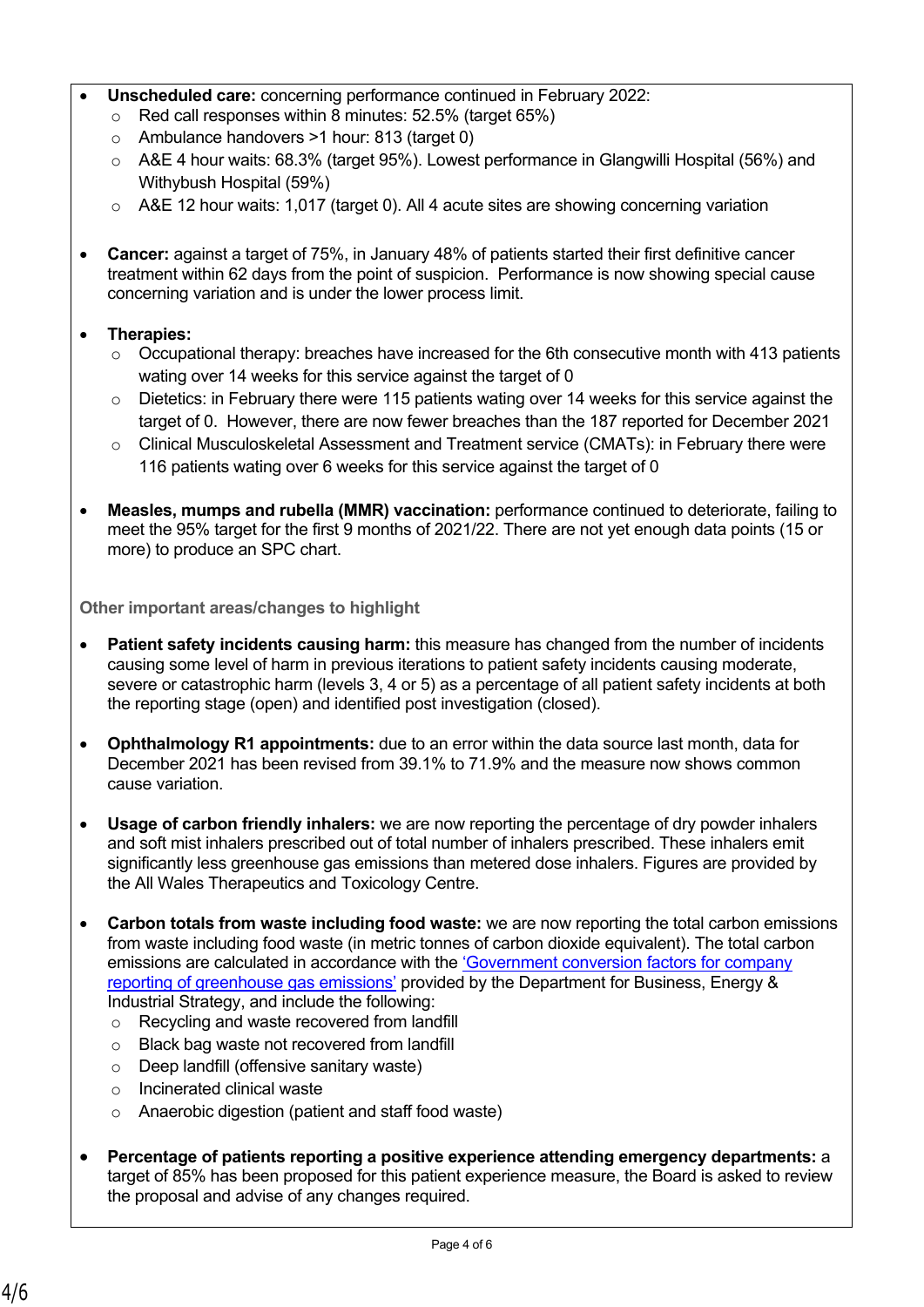- **Unscheduled care:** concerning performance continued in February 2022:
  - Red call responses within 8 minutes: 52.5% (target 65%)
  - Ambulance handovers >1 hour: 813 (target 0)
  - A&E 4 hour waits: 68.3% (target 95%). Lowest performance in Glangwilli Hospital (56%) and Withybush Hospital (59%)
  - A&E 12 hour waits: 1,017 (target 0). All 4 acute sites are showing concerning variation

- **Cancer:** against a target of 75%, in January 48% of patients started their first definitive cancer treatment within 62 days from the point of suspicion. Performance is now showing special cause concerning variation and is under the lower process limit.

- **Therapies:**
  - Occupational therapy: breaches have increased for the 6th consecutive month with 413 patients wating over 14 weeks for this service against the target of 0
  - Dietetics: in February there were 115 patients wating over 14 weeks for this service against the target of 0. However, there are now fewer breaches than the 187 reported for December 2021
  - Clinical Musculoskeletal Assessment and Treatment service (CMATs): in February there were 116 patients wating over 6 weeks for this service against the target of 0

- **Measles, mumps and rubella (MMR) vaccination:** performance continued to deteriorate, failing to meet the 95% target for the first 9 months of 2021/22. There are not yet enough data points (15 or more) to produce an SPC chart.

**Other important areas/changes to highlight**

- **Patient safety incidents causing harm:** this measure has changed from the number of incidents causing some level of harm in previous iterations to patient safety incidents causing moderate, severe or catastrophic harm (levels 3, 4 or 5) as a percentage of all patient safety incidents at both the reporting stage (open) and identified post investigation (closed).

- **Ophthalmology R1 appointments:** due to an error within the data source last month, data for December 2021 has been revised from 39.1% to 71.9% and the measure now shows common cause variation.

- **Usage of carbon friendly inhalers:** we are now reporting the percentage of dry powder inhalers and soft mist inhalers prescribed out of total number of inhalers prescribed. These inhalers emit significantly less greenhouse gas emissions than metered dose inhalers. Figures are provided by the All Wales Therapeutics and Toxicology Centre.

- **Carbon totals from waste including food waste:** we are now reporting the total carbon emissions from waste including food waste (in metric tonnes of carbon dioxide equivalent). The total carbon emissions are calculated in accordance with the 'Government conversion factors for company reporting of greenhouse gas emissions' provided by the Department for Business, Energy & Industrial Strategy, and include the following:
  - Recycling and waste recovered from landfill
  - Black bag waste not recovered from landfill
  - Deep landfill (offensive sanitary waste)
  - Incinerated clinical waste
  - Anaerobic digestion (patient and staff food waste)

- **Percentage of patients reporting a positive experience attending emergency departments:** a target of 85% has been proposed for this patient experience measure, the Board is asked to review the proposal and advise of any changes required.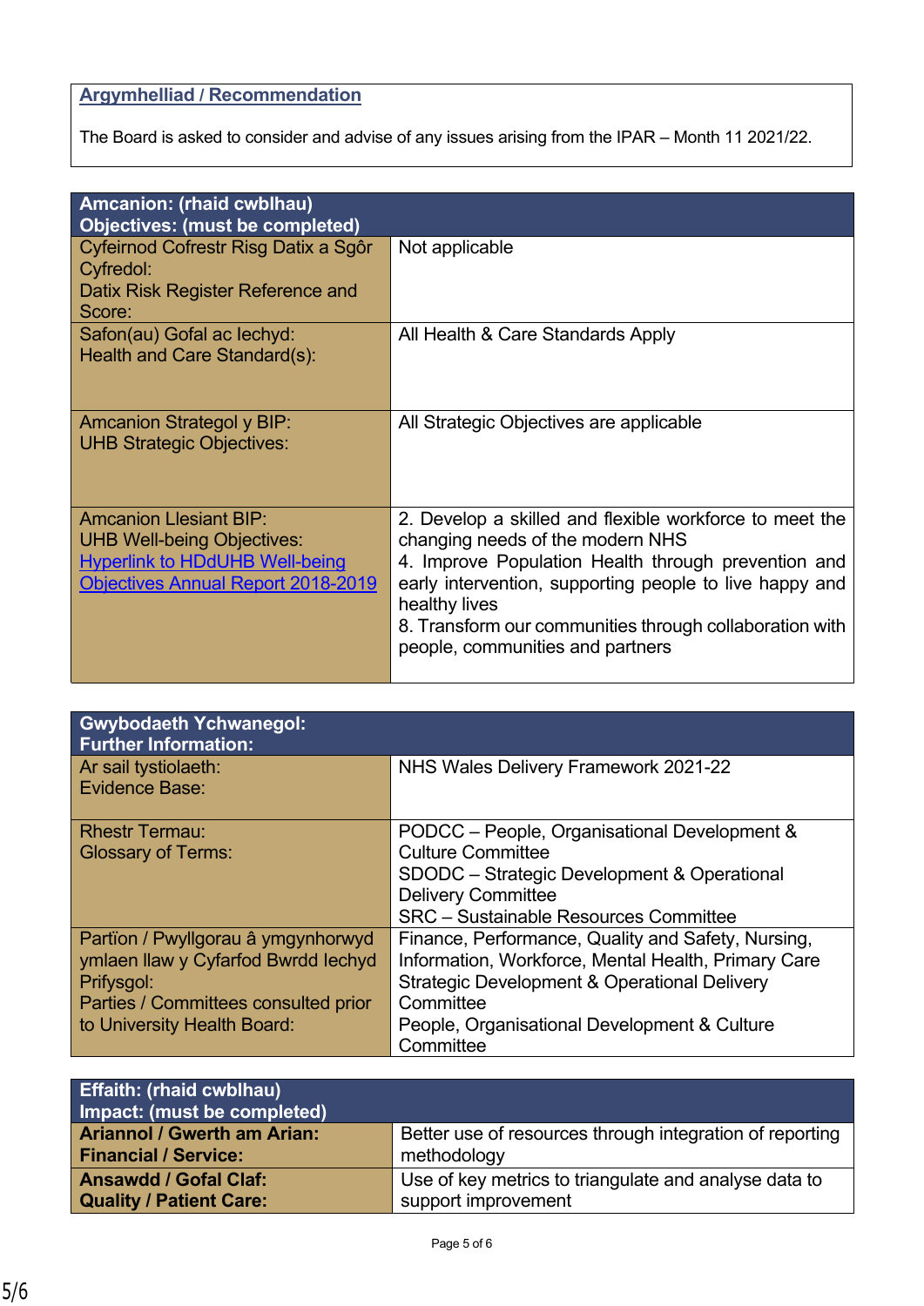**Argymhelliad / Recommendation**

The Board is asked to consider and advise of any issues arising from the IPAR – Month 11 2021/22.

| **Amcanion: (rhaid cwblhau)<br>Objectives: (must be completed)** | |
|---|---|
| Cyfeirnod Cofrestr Risg Datix a Sgôr Cyfredol:<br>Datix Risk Register Reference and Score: | Not applicable |
| Safon(au) Gofal ac Iechyd:<br>Health and Care Standard(s): | All Health & Care Standards Apply |
| Amcanion Strategol y BIP:<br>UHB Strategic Objectives: | All Strategic Objectives are applicable |
| Amcanion Llesiant BIP:<br>UHB Well-being Objectives:<br>Hyperlink to HDdUHB Well-being Objectives Annual Report 2018-2019 | 2. Develop a skilled and flexible workforce to meet the changing needs of the modern NHS<br>4. Improve Population Health through prevention and early intervention, supporting people to live happy and healthy lives<br>8. Transform our communities through collaboration with people, communities and partners |

| **Gwybodaeth Ychwanegol:<br>Further Information:** | |
|---|---|
| Ar sail tystiolaeth:<br>Evidence Base: | NHS Wales Delivery Framework 2021-22 |
| Rhestr Termau:<br>Glossary of Terms: | PODCC – People, Organisational Development & Culture Committee<br>SDODC – Strategic Development & Operational Delivery Committee<br>SRC – Sustainable Resources Committee |
| Partïon / Pwyllgorau â ymgynhorwyd ymlaen llaw y Cyfarfod Bwrdd Iechyd Prifysgol:<br>Parties / Committees consulted prior to University Health Board: | Finance, Performance, Quality and Safety, Nursing, Information, Workforce, Mental Health, Primary Care<br>Strategic Development & Operational Delivery Committee<br>People, Organisational Development & Culture Committee |

| **Effaith: (rhaid cwblhau)<br>Impact: (must be completed)** | |
|---|---|
| **Ariannol / Gwerth am Arian:<br>Financial / Service:** | Better use of resources through integration of reporting methodology |
| **Ansawdd / Gofal Claf:<br>Quality / Patient Care:** | Use of key metrics to triangulate and analyse data to support improvement |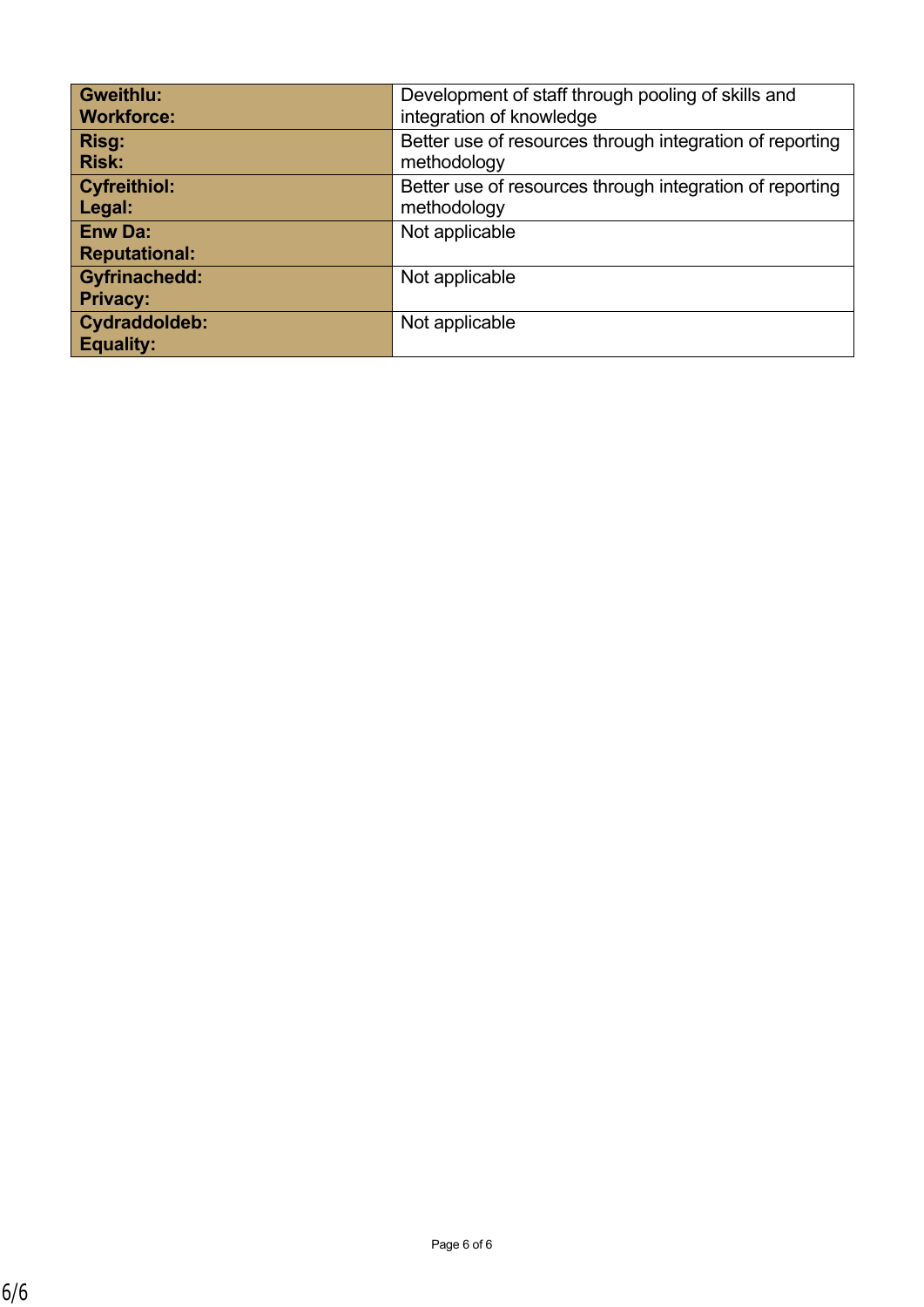| | |
|---|---|
| **Gweithlu:**<br>**Workforce:** | Development of staff through pooling of skills and integration of knowledge |
| **Risg:**<br>**Risk:** | Better use of resources through integration of reporting methodology |
| **Cyfreithiol:**<br>**Legal:** | Better use of resources through integration of reporting methodology |
| **Enw Da:**<br>**Reputational:** | Not applicable |
| **Gyfrinachedd:**<br>**Privacy:** | Not applicable |
| **Cydraddoldeb:**<br>**Equality:** | Not applicable |